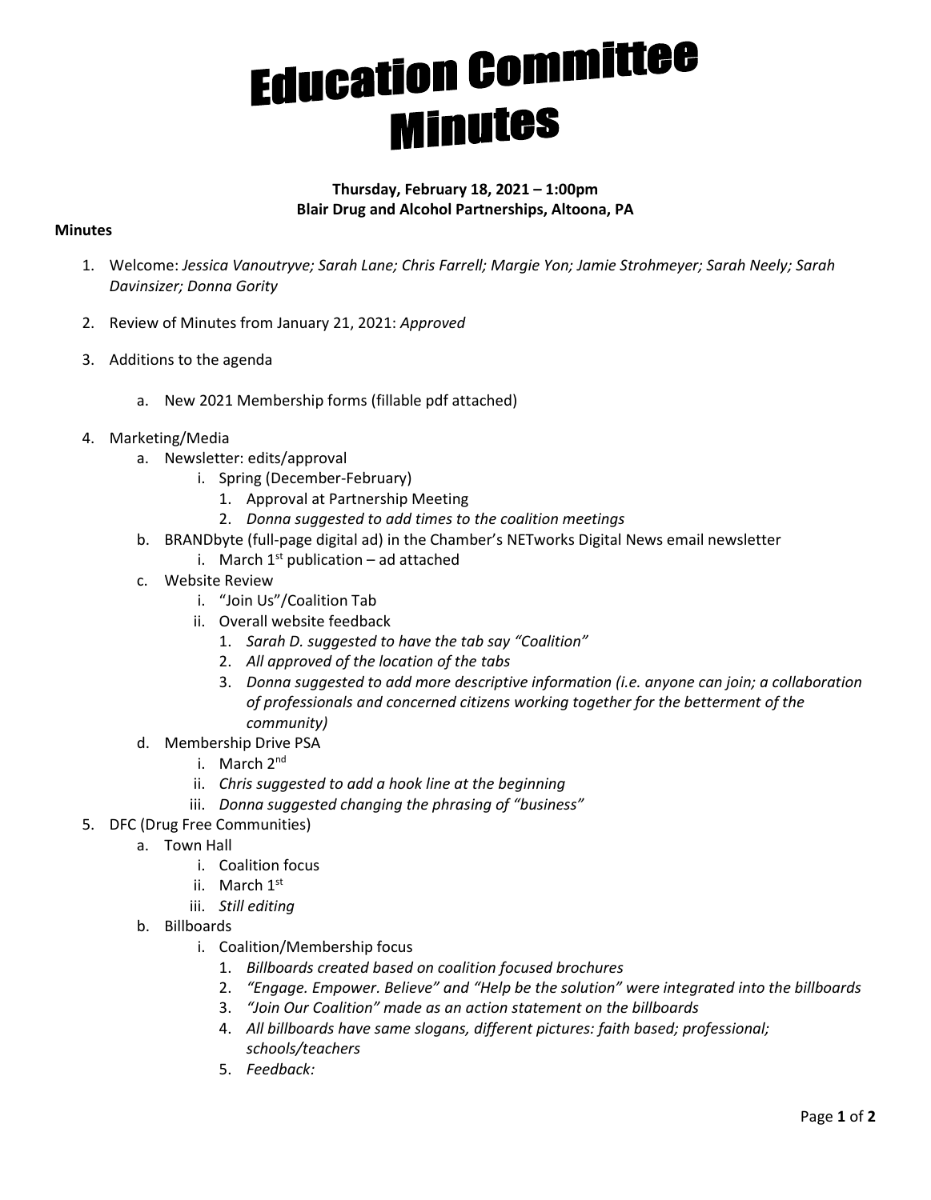# Education Committee Minutes

**Thursday, February 18, 2021 – 1:00pm**
**Blair Drug and Alcohol Partnerships, Altoona, PA**

**Minutes**

1. Welcome: *Jessica Vanoutryve; Sarah Lane; Chris Farrell; Margie Yon; Jamie Strohmeyer; Sarah Neely; Sarah Davinsizer; Donna Gority*

2. Review of Minutes from January 21, 2021: *Approved*

3. Additions to the agenda

    a. New 2021 Membership forms (fillable pdf attached)

4. Marketing/Media
    a. Newsletter: edits/approval
        i. Spring (December-February)
            1. Approval at Partnership Meeting
            2. *Donna suggested to add times to the coalition meetings*
    b. BRANDbyte (full-page digital ad) in the Chamber's NETworks Digital News email newsletter
        i. March 1st publication – ad attached
    c. Website Review
        i. "Join Us"/Coalition Tab
        ii. Overall website feedback
            1. *Sarah D. suggested to have the tab say "Coalition"*
            2. *All approved of the location of the tabs*
            3. *Donna suggested to add more descriptive information (i.e. anyone can join; a collaboration of professionals and concerned citizens working together for the betterment of the community)*
    d. Membership Drive PSA
        i. March 2nd
        ii. *Chris suggested to add a hook line at the beginning*
        iii. *Donna suggested changing the phrasing of "business"*
5. DFC (Drug Free Communities)
    a. Town Hall
        i. Coalition focus
        ii. March 1st
        iii. *Still editing*
    b. Billboards
        i. Coalition/Membership focus
            1. *Billboards created based on coalition focused brochures*
            2. *"Engage. Empower. Believe" and "Help be the solution" were integrated into the billboards*
            3. *"Join Our Coalition" made as an action statement on the billboards*
            4. *All billboards have same slogans, different pictures: faith based; professional; schools/teachers*
            5. *Feedback:*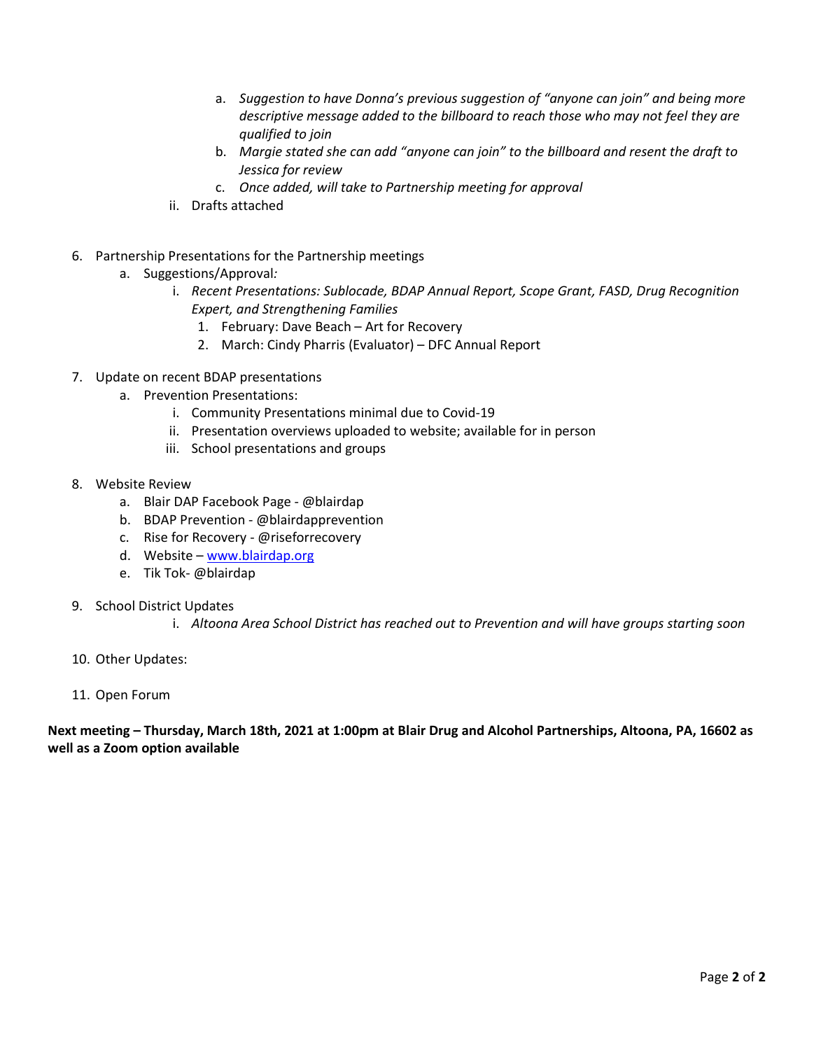a. *Suggestion to have Donna's previous suggestion of "anyone can join" and being more descriptive message added to the billboard to reach those who may not feel they are qualified to join*
   b. *Margie stated she can add "anyone can join" to the billboard and resent the draft to Jessica for review*
   c. *Once added, will take to Partnership meeting for approval*

   ii. Drafts attached

6. Partnership Presentations for the Partnership meetings
   a. Suggestions/Approval*:*
      i. *Recent Presentations: Sublocade, BDAP Annual Report, Scope Grant, FASD, Drug Recognition Expert, and Strengthening Families*
         1. February: Dave Beach – Art for Recovery
         2. March: Cindy Pharris (Evaluator) – DFC Annual Report

7. Update on recent BDAP presentations
   a. Prevention Presentations:
      i. Community Presentations minimal due to Covid-19
      ii. Presentation overviews uploaded to website; available for in person
      iii. School presentations and groups

8. Website Review
   a. Blair DAP Facebook Page - @blairdap
   b. BDAP Prevention - @blairdapprevention
   c. Rise for Recovery - @riseforrecovery
   d. Website – [www.blairdap.org](www.blairdap.org)
   e. Tik Tok- @blairdap

9. School District Updates
   i. *Altoona Area School District has reached out to Prevention and will have groups starting soon*

10. Other Updates:

11. Open Forum

**Next meeting – Thursday, March 18th, 2021 at 1:00pm at Blair Drug and Alcohol Partnerships, Altoona, PA, 16602 as well as a Zoom option available**